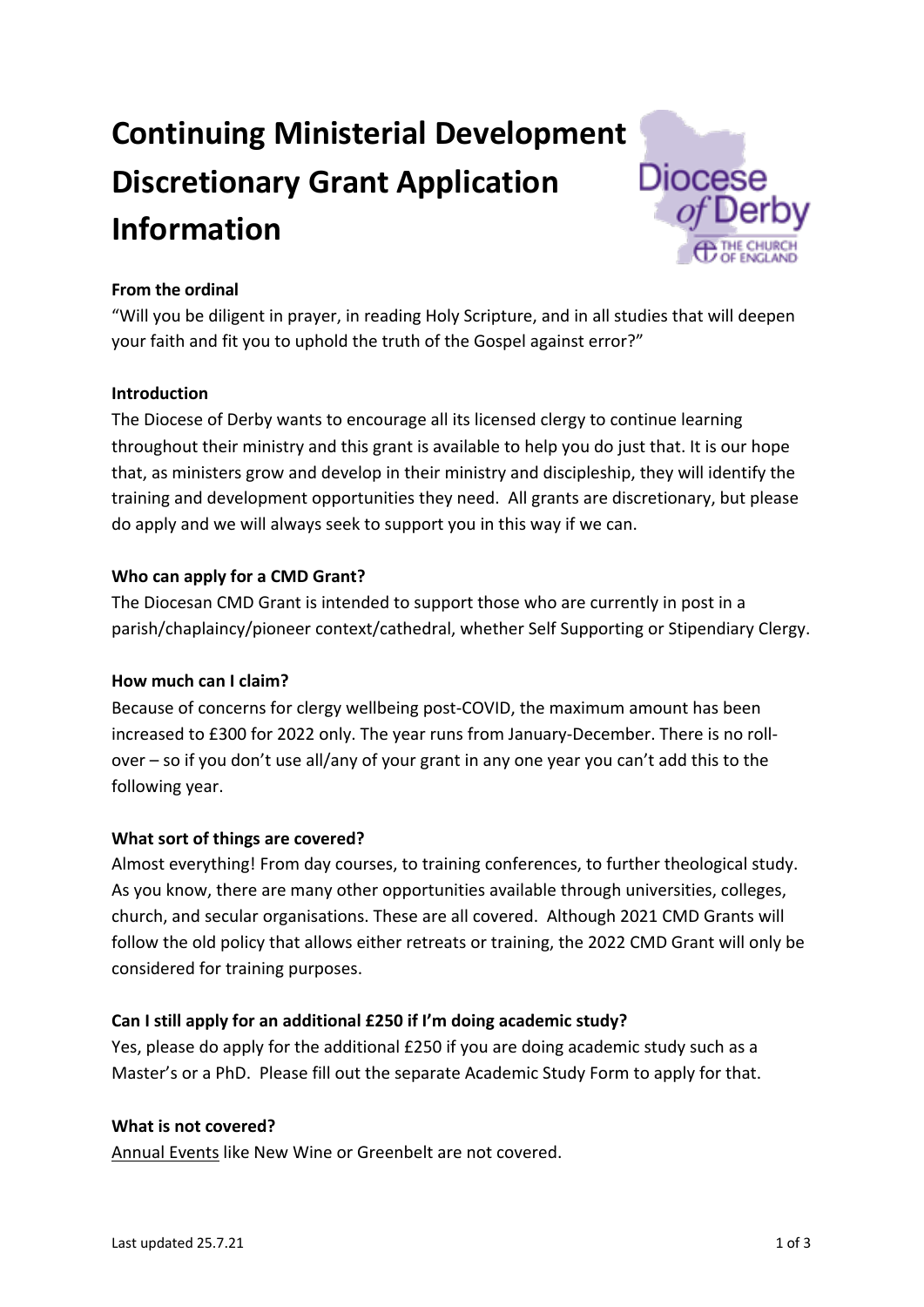# Continuing Ministerial Development Discretionary Grant Application Information

**From the ordinal**

"Will you be diligent in prayer, in reading Holy Scripture, and in all studies that will deepen your faith and fit you to uphold the truth of the Gospel against error?"

**Introduction**

The Diocese of Derby wants to encourage all its licensed clergy to continue learning throughout their ministry and this grant is available to help you do just that. It is our hope that, as ministers grow and develop in their ministry and discipleship, they will identify the training and development opportunities they need. All grants are discretionary, but please do apply and we will always seek to support you in this way if we can.

**Who can apply for a CMD Grant?**

The Diocesan CMD Grant is intended to support those who are currently in post in a parish/chaplaincy/pioneer context/cathedral, whether Self Supporting or Stipendiary Clergy.

**How much can I claim?**

Because of concerns for clergy wellbeing post-COVID, the maximum amount has been increased to £300 for 2022 only. The year runs from January-December. There is no roll-over – so if you don't use all/any of your grant in any one year you can't add this to the following year.

**What sort of things are covered?**

Almost everything! From day courses, to training conferences, to further theological study. As you know, there are many other opportunities available through universities, colleges, church, and secular organisations. These are all covered. Although 2021 CMD Grants will follow the old policy that allows either retreats or training, the 2022 CMD Grant will only be considered for training purposes.

**Can I still apply for an additional £250 if I'm doing academic study?**

Yes, please do apply for the additional £250 if you are doing academic study such as a Master's or a PhD. Please fill out the separate Academic Study Form to apply for that.

**What is not covered?**

Annual Events like New Wine or Greenbelt are not covered.

Last updated 25.7.21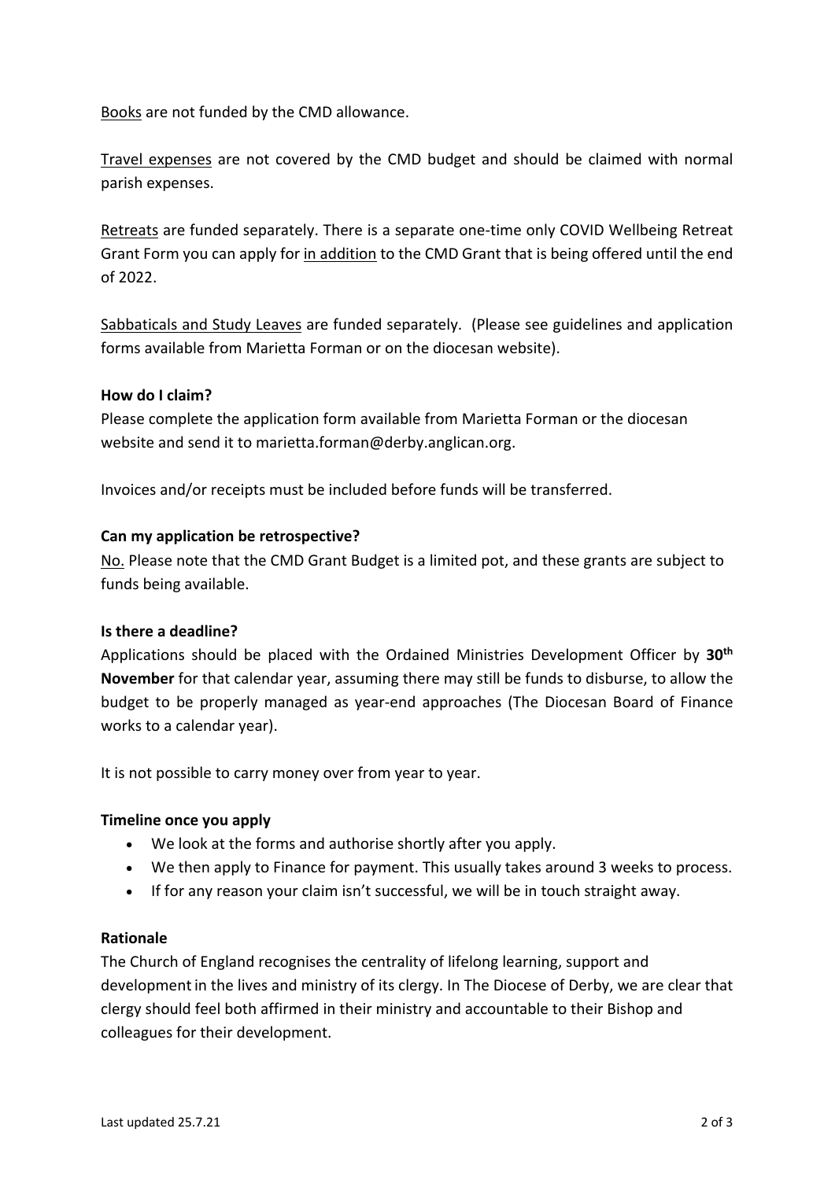<u>Books</u> are not funded by the CMD allowance.

<u>Travel expenses</u> are not covered by the CMD budget and should be claimed with normal parish expenses.

<u>Retreats</u> are funded separately. There is a separate one-time only COVID Wellbeing Retreat Grant Form you can apply for <u>in addition</u> to the CMD Grant that is being offered until the end of 2022.

<u>Sabbaticals and Study Leaves</u> are funded separately. (Please see guidelines and application forms available from Marietta Forman or on the diocesan website).

**How do I claim?**

Please complete the application form available from Marietta Forman or the diocesan website and send it to marietta.forman@derby.anglican.org.

Invoices and/or receipts must be included before funds will be transferred.

**Can my application be retrospective?**

<u>No.</u> Please note that the CMD Grant Budget is a limited pot, and these grants are subject to funds being available.

**Is there a deadline?**

Applications should be placed with the Ordained Ministries Development Officer by **30th November** for that calendar year, assuming there may still be funds to disburse, to allow the budget to be properly managed as year-end approaches (The Diocesan Board of Finance works to a calendar year).

It is not possible to carry money over from year to year.

**Timeline once you apply**

- We look at the forms and authorise shortly after you apply.
- We then apply to Finance for payment. This usually takes around 3 weeks to process.
- If for any reason your claim isn't successful, we will be in touch straight away.

**Rationale**

The Church of England recognises the centrality of lifelong learning, support and development in the lives and ministry of its clergy. In The Diocese of Derby, we are clear that clergy should feel both affirmed in their ministry and accountable to their Bishop and colleagues for their development.

Last updated 25.7.21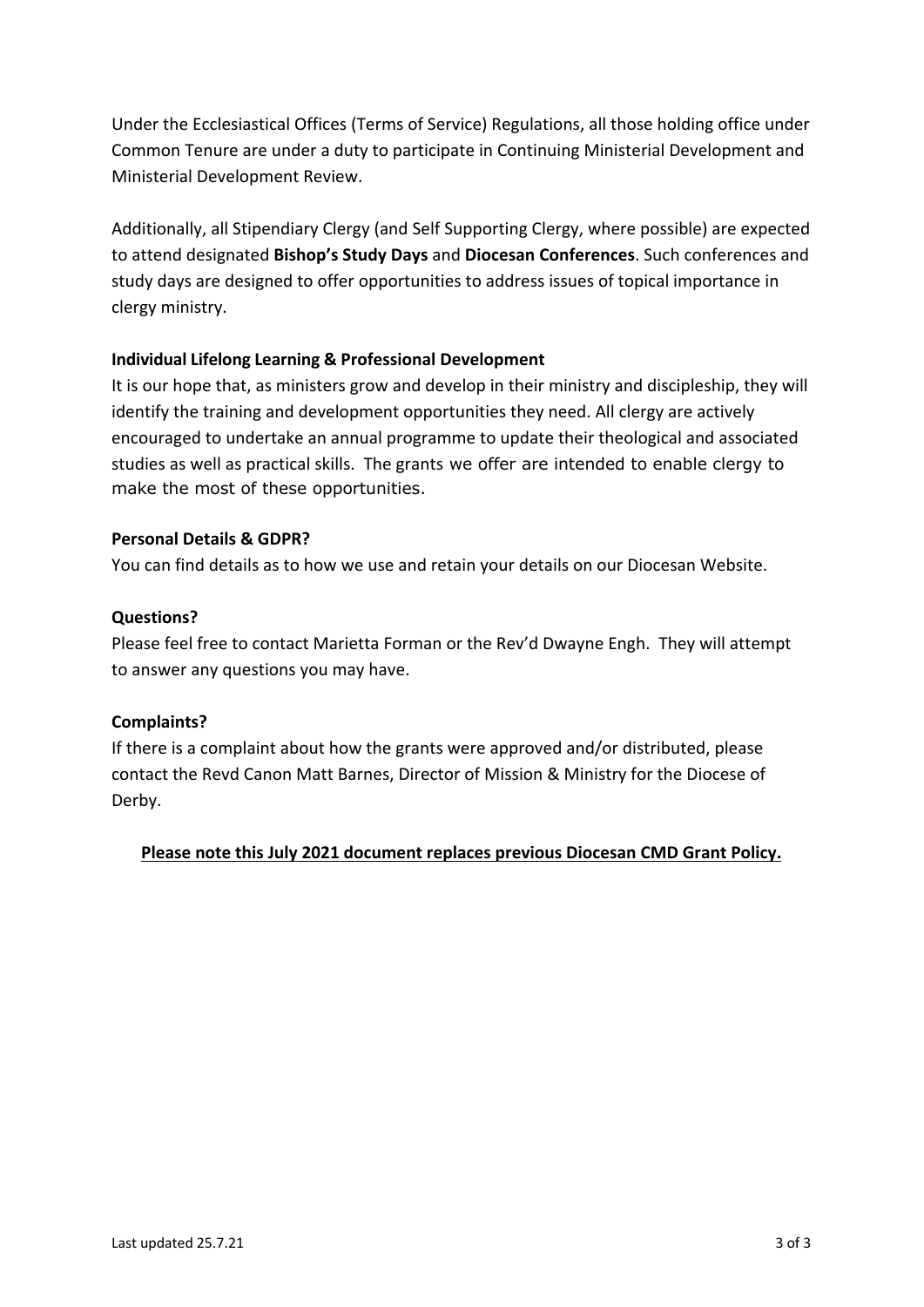Under the Ecclesiastical Offices (Terms of Service) Regulations, all those holding office under Common Tenure are under a duty to participate in Continuing Ministerial Development and Ministerial Development Review.

Additionally, all Stipendiary Clergy (and Self Supporting Clergy, where possible) are expected to attend designated **Bishop's Study Days** and **Diocesan Conferences**. Such conferences and study days are designed to offer opportunities to address issues of topical importance in clergy ministry.

**Individual Lifelong Learning & Professional Development**

It is our hope that, as ministers grow and develop in their ministry and discipleship, they will identify the training and development opportunities they need. All clergy are actively encouraged to undertake an annual programme to update their theological and associated studies as well as practical skills. The grants we offer are intended to enable clergy to make the most of these opportunities.

**Personal Details & GDPR?**

You can find details as to how we use and retain your details on our Diocesan Website.

**Questions?**

Please feel free to contact Marietta Forman or the Rev'd Dwayne Engh. They will attempt to answer any questions you may have.

**Complaints?**

If there is a complaint about how the grants were approved and/or distributed, please contact the Revd Canon Matt Barnes, Director of Mission & Ministry for the Diocese of Derby.

**Please note this July 2021 document replaces previous Diocesan CMD Grant Policy.**

Last updated 25.7.21